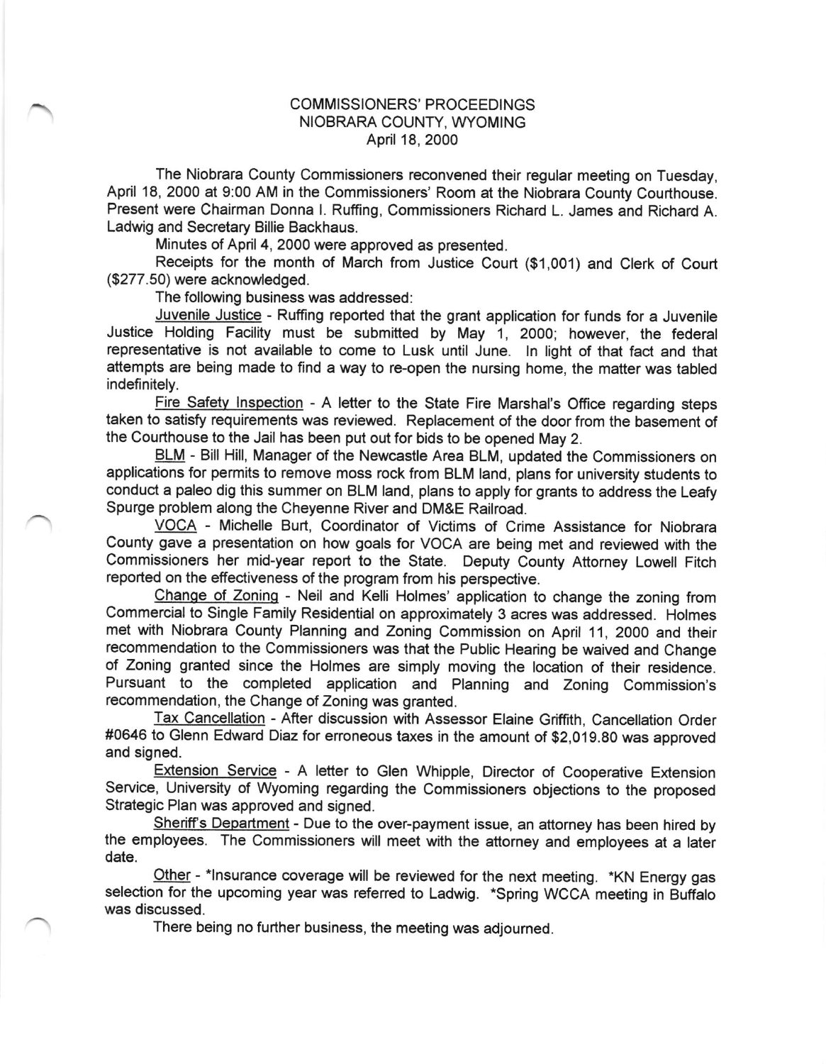# COMMISSIONERS' PROCEEDINGS
## NIOBRARA COUNTY, WYOMING
### April 18, 2000

The Niobrara County Commissioners reconvened their regular meeting on Tuesday, April 18, 2000 at 9:00 AM in the Commissioners' Room at the Niobrara County Courthouse. Present were Chairman Donna I. Ruffing, Commissioners Richard L. James and Richard A. Ladwig and Secretary Billie Backhaus.

Minutes of April 4, 2000 were approved as presented.

Receipts for the month of March from Justice Court ($1,001) and Clerk of Court ($277.50) were acknowledged.

The following business was addressed:

Juvenile Justice - Ruffing reported that the grant application for funds for a Juvenile Justice Holding Facility must be submitted by May 1, 2000; however, the federal representative is not available to come to Lusk until June. In light of that fact and that attempts are being made to find a way to re-open the nursing home, the matter was tabled indefinitely.

Fire Safety Inspection - A letter to the State Fire Marshal's Office regarding steps taken to satisfy requirements was reviewed. Replacement of the door from the basement of the Courthouse to the Jail has been put out for bids to be opened May 2.

BLM - Bill Hill, Manager of the Newcastle Area BLM, updated the Commissioners on applications for permits to remove moss rock from BLM land, plans for university students to conduct a paleo dig this summer on BLM land, plans to apply for grants to address the Leafy Spurge problem along the Cheyenne River and DM&E Railroad.

VOCA - Michelle Burt, Coordinator of Victims of Crime Assistance for Niobrara County gave a presentation on how goals for VOCA are being met and reviewed with the Commissioners her mid-year report to the State. Deputy County Attorney Lowell Fitch reported on the effectiveness of the program from his perspective.

Change of Zoning - Neil and Kelli Holmes' application to change the zoning from Commercial to Single Family Residential on approximately 3 acres was addressed. Holmes met with Niobrara County Planning and Zoning Commission on April 11, 2000 and their recommendation to the Commissioners was that the Public Hearing be waived and Change of Zoning granted since the Holmes are simply moving the location of their residence. Pursuant to the completed application and Planning and Zoning Commission's recommendation, the Change of Zoning was granted.

Tax Cancellation - After discussion with Assessor Elaine Griffith, Cancellation Order #0646 to Glenn Edward Diaz for erroneous taxes in the amount of $2,019.80 was approved and signed.

Extension Service - A letter to Glen Whipple, Director of Cooperative Extension Service, University of Wyoming regarding the Commissioners objections to the proposed Strategic Plan was approved and signed.

Sheriff's Department - Due to the over-payment issue, an attorney has been hired by the employees. The Commissioners will meet with the attorney and employees at a later date.

Other - *Insurance coverage will be reviewed for the next meeting. *KN Energy gas selection for the upcoming year was referred to Ladwig. *Spring WCCA meeting in Buffalo was discussed.

There being no further business, the meeting was adjourned.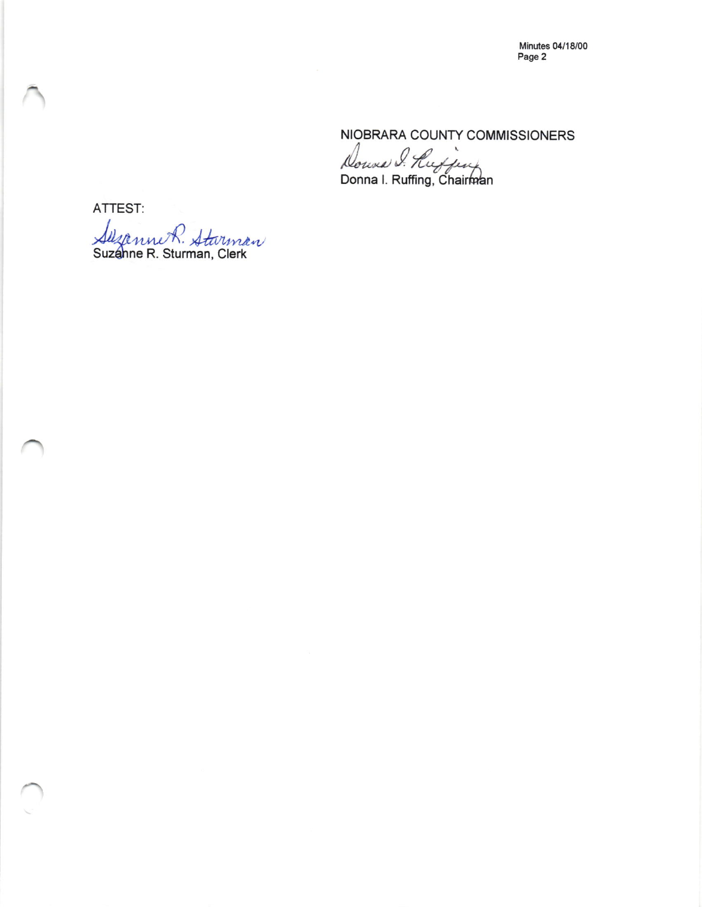NIOBRARA COUNTY COMMISSIONERS

Donna I. Ruffing

Donna I. Ruffing, Chairman

ATTEST:

Suzanne R. Sturman

Suzanne R. Sturman, Clerk